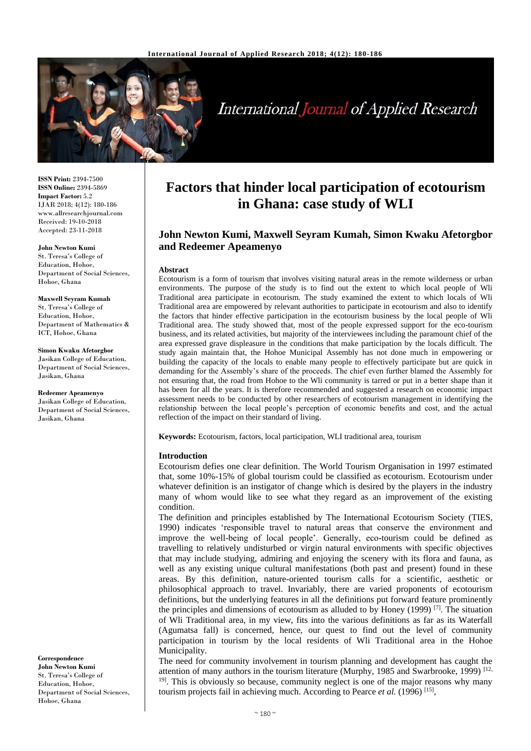**ISSN Print:** 2394-7500
**ISSN Online:** 2394-5869
**Impact Factor:** 5.2
IJAR 2018; 4(12): 180-186
www.allresearchjournal.com
Received: 19-10-2018
Accepted: 23-11-2018

**John Newton Kumi**
St. Teresa's College of Education, Hohoe, Department of Social Sciences, Hohoe, Ghana

**Maxwell Seyram Kumah**
St. Teresa's College of Education, Hohoe, Department of Mathematics & ICT, Hohoe, Ghana

**Simon Kwaku Afetorgbor**
Jasikan College of Education, Department of Social Sciences, Jasikan, Ghana

**Redeemer Apeamenyo**
Jasikan College of Education, Department of Social Sciences, Jasikan, Ghana

**Correspondence**
**John Newton Kumi**
St. Teresa's College of Education, Hohoe, Department of Social Sciences, Hohoe, Ghana

# Factors that hinder local participation of ecotourism in Ghana: case study of WLI

## John Newton Kumi, Maxwell Seyram Kumah, Simon Kwaku Afetorgbor and Redeemer Apeamenyo

**Abstract**

Ecotourism is a form of tourism that involves visiting natural areas in the remote wilderness or urban environments. The purpose of the study is to find out the extent to which local people of Wli Traditional area participate in ecotourism. The study examined the extent to which locals of Wli Traditional area are empowered by relevant authorities to participate in ecotourism and also to identify the factors that hinder effective participation in the ecotourism business by the local people of Wli Traditional area. The study showed that, most of the people expressed support for the eco-tourism business, and its related activities, but majority of the interviewees including the paramount chief of the area expressed grave displeasure in the conditions that make participation by the locals difficult. The study again maintain that, the Hohoe Municipal Assembly has not done much in empowering or building the capacity of the locals to enable many people to effectively participate but are quick in demanding for the Assembly's share of the proceeds. The chief even further blamed the Assembly for not ensuring that, the road from Hohoe to the Wli community is tarred or put in a better shape than it has been for all the years. It is therefore recommended and suggested a research on economic impact assessment needs to be conducted by other researchers of ecotourism management in identifying the relationship between the local people's perception of economic benefits and cost, and the actual reflection of the impact on their standard of living.

**Keywords:** Ecotourism, factors, local participation, WLI traditional area, tourism

### Introduction

Ecotourism defies one clear definition. The World Tourism Organisation in 1997 estimated that, some 10%-15% of global tourism could be classified as ecotourism. Ecotourism under whatever definition is an instigator of change which is desired by the players in the industry many of whom would like to see what they regard as an improvement of the existing condition.

The definition and principles established by The International Ecotourism Society (TIES, 1990) indicates 'responsible travel to natural areas that conserve the environment and improve the well-being of local people'. Generally, eco-tourism could be defined as travelling to relatively undisturbed or virgin natural environments with specific objectives that may include studying, admiring and enjoying the scenery with its flora and fauna, as well as any existing unique cultural manifestations (both past and present) found in these areas. By this definition, nature-oriented tourism calls for a scientific, aesthetic or philosophical approach to travel. Invariably, there are varied proponents of ecotourism definitions, but the underlying features in all the definitions put forward feature prominently the principles and dimensions of ecotourism as alluded to by Honey (1999) [7]. The situation of Wli Traditional area, in my view, fits into the various definitions as far as its Waterfall (Agumatsa fall) is concerned, hence, our quest to find out the level of community participation in tourism by the local residents of Wli Traditional area in the Hohoe Municipality.

The need for community involvement in tourism planning and development has caught the attention of many authors in the tourism literature (Murphy, 1985 and Swarbrooke, 1999) [12, 19]. This is obviously so because, community neglect is one of the major reasons why many tourism projects fail in achieving much. According to Pearce *et al.* (1996) [15],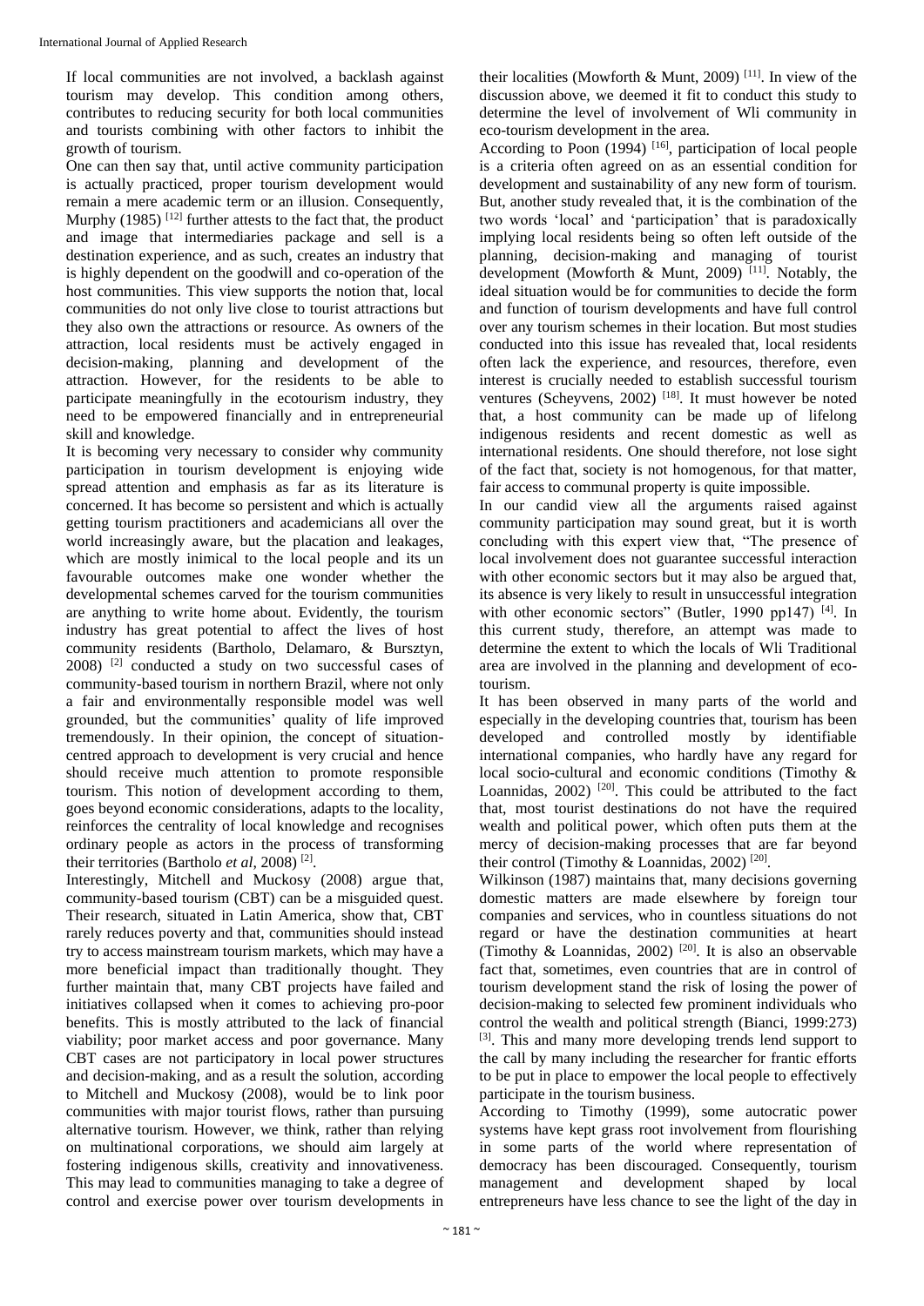If local communities are not involved, a backlash against tourism may develop. This condition among others, contributes to reducing security for both local communities and tourists combining with other factors to inhibit the growth of tourism.

One can then say that, until active community participation is actually practiced, proper tourism development would remain a mere academic term or an illusion. Consequently, Murphy (1985) [12] further attests to the fact that, the product and image that intermediaries package and sell is a destination experience, and as such, creates an industry that is highly dependent on the goodwill and co-operation of the host communities. This view supports the notion that, local communities do not only live close to tourist attractions but they also own the attractions or resource. As owners of the attraction, local residents must be actively engaged in decision-making, planning and development of the attraction. However, for the residents to be able to participate meaningfully in the ecotourism industry, they need to be empowered financially and in entrepreneurial skill and knowledge.

It is becoming very necessary to consider why community participation in tourism development is enjoying wide spread attention and emphasis as far as its literature is concerned. It has become so persistent and which is actually getting tourism practitioners and academicians all over the world increasingly aware, but the placation and leakages, which are mostly inimical to the local people and its un favourable outcomes make one wonder whether the developmental schemes carved for the tourism communities are anything to write home about. Evidently, the tourism industry has great potential to affect the lives of host community residents (Bartholo, Delamaro, & Bursztyn, 2008) [2] conducted a study on two successful cases of community-based tourism in northern Brazil, where not only a fair and environmentally responsible model was well grounded, but the communities' quality of life improved tremendously. In their opinion, the concept of situation-centred approach to development is very crucial and hence should receive much attention to promote responsible tourism. This notion of development according to them, goes beyond economic considerations, adapts to the locality, reinforces the centrality of local knowledge and recognises ordinary people as actors in the process of transforming their territories (Bartholo *et al*, 2008) [2].

Interestingly, Mitchell and Muckosy (2008) argue that, community-based tourism (CBT) can be a misguided quest. Their research, situated in Latin America, show that, CBT rarely reduces poverty and that, communities should instead try to access mainstream tourism markets, which may have a more beneficial impact than traditionally thought. They further maintain that, many CBT projects have failed and initiatives collapsed when it comes to achieving pro-poor benefits. This is mostly attributed to the lack of financial viability; poor market access and poor governance. Many CBT cases are not participatory in local power structures and decision-making, and as a result the solution, according to Mitchell and Muckosy (2008), would be to link poor communities with major tourist flows, rather than pursuing alternative tourism. However, we think, rather than relying on multinational corporations, we should aim largely at fostering indigenous skills, creativity and innovativeness. This may lead to communities managing to take a degree of control and exercise power over tourism developments in their localities (Mowforth & Munt, 2009) [11]. In view of the discussion above, we deemed it fit to conduct this study to determine the level of involvement of Wli community in eco-tourism development in the area.

According to Poon (1994) [16], participation of local people is a criteria often agreed on as an essential condition for development and sustainability of any new form of tourism. But, another study revealed that, it is the combination of the two words 'local' and 'participation' that is paradoxically implying local residents being so often left outside of the planning, decision-making and managing of tourist development (Mowforth & Munt, 2009) [11]. Notably, the ideal situation would be for communities to decide the form and function of tourism developments and have full control over any tourism schemes in their location. But most studies conducted into this issue has revealed that, local residents often lack the experience, and resources, therefore, even interest is crucially needed to establish successful tourism ventures (Scheyvens, 2002) [18]. It must however be noted that, a host community can be made up of lifelong indigenous residents and recent domestic as well as international residents. One should therefore, not lose sight of the fact that, society is not homogenous, for that matter, fair access to communal property is quite impossible.

In our candid view all the arguments raised against community participation may sound great, but it is worth concluding with this expert view that, "The presence of local involvement does not guarantee successful interaction with other economic sectors but it may also be argued that, its absence is very likely to result in unsuccessful integration with other economic sectors" (Butler, 1990 pp147) [4]. In this current study, therefore, an attempt was made to determine the extent to which the locals of Wli Traditional area are involved in the planning and development of eco-tourism.

It has been observed in many parts of the world and especially in the developing countries that, tourism has been developed and controlled mostly by identifiable international companies, who hardly have any regard for local socio-cultural and economic conditions (Timothy & Loannidas, 2002) [20]. This could be attributed to the fact that, most tourist destinations do not have the required wealth and political power, which often puts them at the mercy of decision-making processes that are far beyond their control (Timothy & Loannidas, 2002) [20].

Wilkinson (1987) maintains that, many decisions governing domestic matters are made elsewhere by foreign tour companies and services, who in countless situations do not regard or have the destination communities at heart (Timothy & Loannidas, 2002) [20]. It is also an observable fact that, sometimes, even countries that are in control of tourism development stand the risk of losing the power of decision-making to selected few prominent individuals who control the wealth and political strength (Bianci, 1999:273) [3]. This and many more developing trends lend support to the call by many including the researcher for frantic efforts to be put in place to empower the local people to effectively participate in the tourism business.

According to Timothy (1999), some autocratic power systems have kept grass root involvement from flourishing in some parts of the world where representation of democracy has been discouraged. Consequently, tourism management and development shaped by local entrepreneurs have less chance to see the light of the day in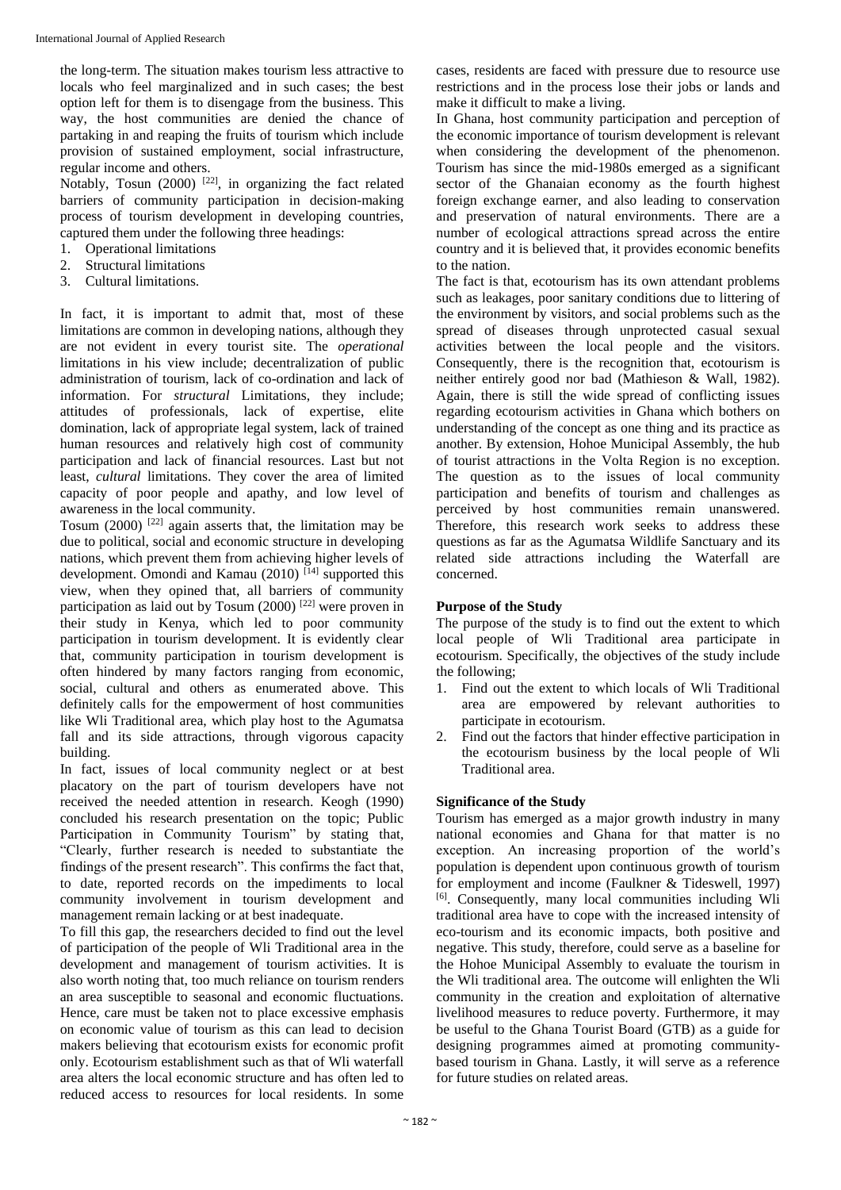the long-term. The situation makes tourism less attractive to locals who feel marginalized and in such cases; the best option left for them is to disengage from the business. This way, the host communities are denied the chance of partaking in and reaping the fruits of tourism which include provision of sustained employment, social infrastructure, regular income and others.

Notably, Tosun (2000) [22], in organizing the fact related barriers of community participation in decision-making process of tourism development in developing countries, captured them under the following three headings:

1. Operational limitations
2. Structural limitations
3. Cultural limitations.

In fact, it is important to admit that, most of these limitations are common in developing nations, although they are not evident in every tourist site. The *operational* limitations in his view include; decentralization of public administration of tourism, lack of co-ordination and lack of information. For *structural* Limitations, they include; attitudes of professionals, lack of expertise, elite domination, lack of appropriate legal system, lack of trained human resources and relatively high cost of community participation and lack of financial resources. Last but not least, *cultural* limitations. They cover the area of limited capacity of poor people and apathy, and low level of awareness in the local community.

Tosum (2000) [22] again asserts that, the limitation may be due to political, social and economic structure in developing nations, which prevent them from achieving higher levels of development. Omondi and Kamau (2010) [14] supported this view, when they opined that, all barriers of community participation as laid out by Tosum (2000) [22] were proven in their study in Kenya, which led to poor community participation in tourism development. It is evidently clear that, community participation in tourism development is often hindered by many factors ranging from economic, social, cultural and others as enumerated above. This definitely calls for the empowerment of host communities like Wli Traditional area, which play host to the Agumatsa fall and its side attractions, through vigorous capacity building.

In fact, issues of local community neglect or at best placatory on the part of tourism developers have not received the needed attention in research. Keogh (1990) concluded his research presentation on the topic; Public Participation in Community Tourism" by stating that, "Clearly, further research is needed to substantiate the findings of the present research". This confirms the fact that, to date, reported records on the impediments to local community involvement in tourism development and management remain lacking or at best inadequate.

To fill this gap, the researchers decided to find out the level of participation of the people of Wli Traditional area in the development and management of tourism activities. It is also worth noting that, too much reliance on tourism renders an area susceptible to seasonal and economic fluctuations. Hence, care must be taken not to place excessive emphasis on economic value of tourism as this can lead to decision makers believing that ecotourism exists for economic profit only. Ecotourism establishment such as that of Wli waterfall area alters the local economic structure and has often led to reduced access to resources for local residents. In some cases, residents are faced with pressure due to resource use restrictions and in the process lose their jobs or lands and make it difficult to make a living.

In Ghana, host community participation and perception of the economic importance of tourism development is relevant when considering the development of the phenomenon. Tourism has since the mid-1980s emerged as a significant sector of the Ghanaian economy as the fourth highest foreign exchange earner, and also leading to conservation and preservation of natural environments. There are a number of ecological attractions spread across the entire country and it is believed that, it provides economic benefits to the nation.

The fact is that, ecotourism has its own attendant problems such as leakages, poor sanitary conditions due to littering of the environment by visitors, and social problems such as the spread of diseases through unprotected casual sexual activities between the local people and the visitors. Consequently, there is the recognition that, ecotourism is neither entirely good nor bad (Mathieson & Wall, 1982). Again, there is still the wide spread of conflicting issues regarding ecotourism activities in Ghana which bothers on understanding of the concept as one thing and its practice as another. By extension, Hohoe Municipal Assembly, the hub of tourist attractions in the Volta Region is no exception. The question as to the issues of local community participation and benefits of tourism and challenges as perceived by host communities remain unanswered. Therefore, this research work seeks to address these questions as far as the Agumatsa Wildlife Sanctuary and its related side attractions including the Waterfall are concerned.

## Purpose of the Study

The purpose of the study is to find out the extent to which local people of Wli Traditional area participate in ecotourism. Specifically, the objectives of the study include the following;

1. Find out the extent to which locals of Wli Traditional area are empowered by relevant authorities to participate in ecotourism.
2. Find out the factors that hinder effective participation in the ecotourism business by the local people of Wli Traditional area.

## Significance of the Study

Tourism has emerged as a major growth industry in many national economies and Ghana for that matter is no exception. An increasing proportion of the world's population is dependent upon continuous growth of tourism for employment and income (Faulkner & Tideswell, 1997) [6]. Consequently, many local communities including Wli traditional area have to cope with the increased intensity of eco-tourism and its economic impacts, both positive and negative. This study, therefore, could serve as a baseline for the Hohoe Municipal Assembly to evaluate the tourism in the Wli traditional area. The outcome will enlighten the Wli community in the creation and exploitation of alternative livelihood measures to reduce poverty. Furthermore, it may be useful to the Ghana Tourist Board (GTB) as a guide for designing programmes aimed at promoting community-based tourism in Ghana. Lastly, it will serve as a reference for future studies on related areas.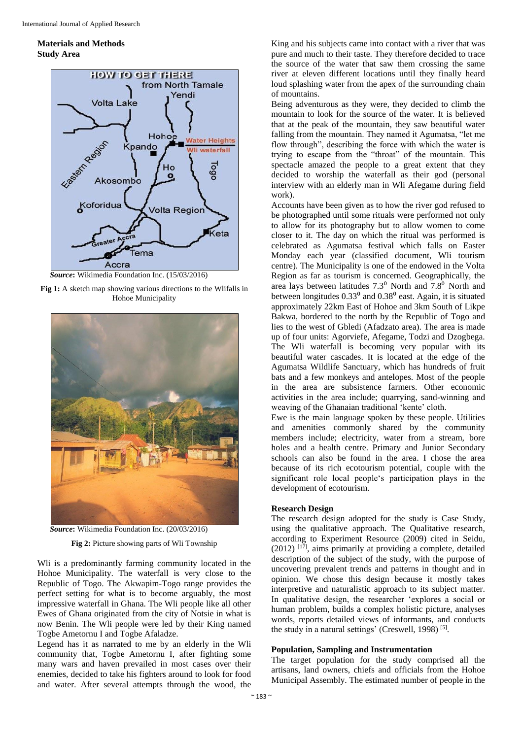## Materials and Methods

### Study Area

*Source*: Wikimedia Foundation Inc. (15/03/2016)

**Fig 1:** A sketch map showing various directions to the Wlifalls in Hohoe Municipality

*Source*: Wikimedia Foundation Inc. (20/03/2016)

**Fig 2:** Picture showing parts of Wli Township

Wli is a predominantly farming community located in the Hohoe Municipality. The waterfall is very close to the Republic of Togo. The Akwapim-Togo range provides the perfect setting for what is to become arguably, the most impressive waterfall in Ghana. The Wli people like all other Ewes of Ghana originated from the city of Notsie in what is now Benin. The Wli people were led by their King named Togbe Ametornu I and Togbe Afaladze.

Legend has it as narrated to me by an elderly in the Wli community that, Togbe Ametornu I, after fighting some many wars and haven prevailed in most cases over their enemies, decided to take his fighters around to look for food and water. After several attempts through the wood, the King and his subjects came into contact with a river that was pure and much to their taste. They therefore decided to trace the source of the water that saw them crossing the same river at eleven different locations until they finally heard loud splashing water from the apex of the surrounding chain of mountains.

Being adventurous as they were, they decided to climb the mountain to look for the source of the water. It is believed that at the peak of the mountain, they saw beautiful water falling from the mountain. They named it Agumatsa, "let me flow through", describing the force with which the water is trying to escape from the "throat" of the mountain. This spectacle amazed the people to a great extent that they decided to worship the waterfall as their god (personal interview with an elderly man in Wli Afegame during field work).

Accounts have been given as to how the river god refused to be photographed until some rituals were performed not only to allow for its photography but to allow women to come closer to it. The day on which the ritual was performed is celebrated as Agumatsa festival which falls on Easter Monday each year (classified document, Wli tourism centre). The Municipality is one of the endowed in the Volta Region as far as tourism is concerned. Geographically, the area lays between latitudes $7.3^0$ North and $7.8^0$ North and between longitudes $0.33^0$ and $0.38^0$ east. Again, it is situated approximately 22km East of Hohoe and 3km South of Likpe Bakwa, bordered to the north by the Republic of Togo and lies to the west of Gbledi (Afadzato area). The area is made up of four units: Agorviefe, Afegame, Todzi and Dzogbega. The Wli waterfall is becoming very popular with its beautiful water cascades. It is located at the edge of the Agumatsa Wildlife Sanctuary, which has hundreds of fruit bats and a few monkeys and antelopes. Most of the people in the area are subsistence farmers. Other economic activities in the area include; quarrying, sand-winning and weaving of the Ghanaian traditional 'kente' cloth.

Ewe is the main language spoken by these people. Utilities and amenities commonly shared by the community members include; electricity, water from a stream, bore holes and a health centre. Primary and Junior Secondary schools can also be found in the area. I chose the area because of its rich ecotourism potential, couple with the significant role local people's participation plays in the development of ecotourism.

### Research Design

The research design adopted for the study is Case Study, using the qualitative approach. The Qualitative research, according to Experiment Resource (2009) cited in Seidu, (2012) [17], aims primarily at providing a complete, detailed description of the subject of the study, with the purpose of uncovering prevalent trends and patterns in thought and in opinion. We chose this design because it mostly takes interpretive and naturalistic approach to its subject matter. In qualitative design, the researcher 'explores a social or human problem, builds a complex holistic picture, analyses words, reports detailed views of informants, and conducts the study in a natural settings' (Creswell, 1998) [5].

### Population, Sampling and Instrumentation

The target population for the study comprised all the artisans, land owners, chiefs and officials from the Hohoe Municipal Assembly. The estimated number of people in the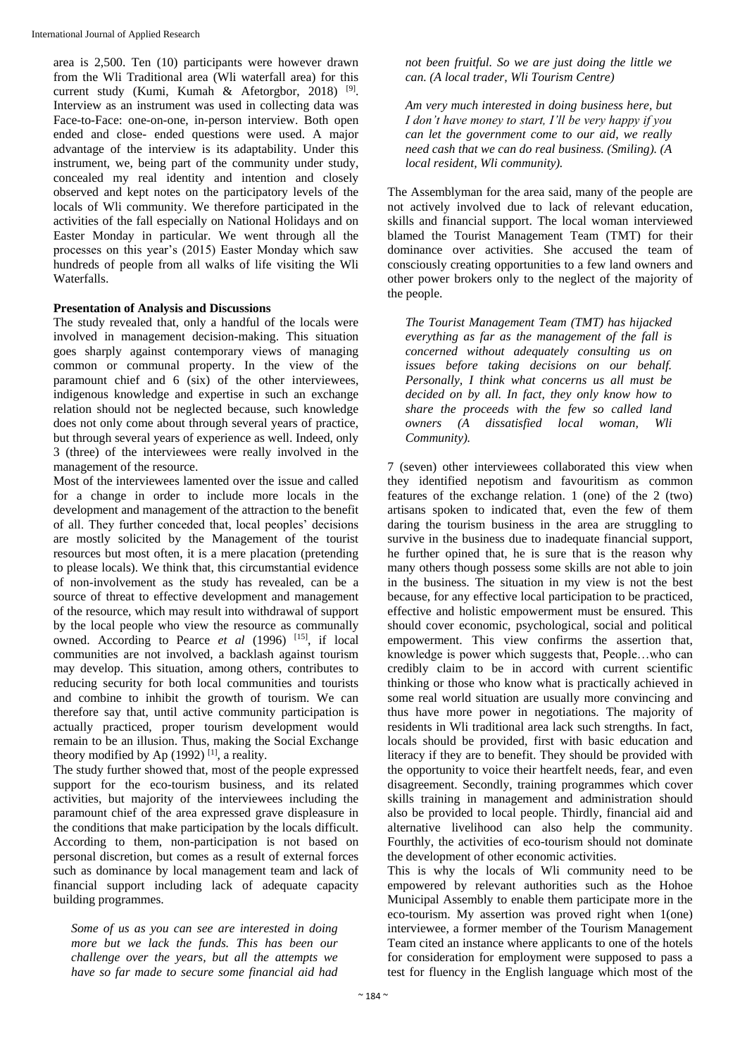area is 2,500. Ten (10) participants were however drawn from the Wli Traditional area (Wli waterfall area) for this current study (Kumi, Kumah & Afetorgbor, 2018) [9]. Interview as an instrument was used in collecting data was Face-to-Face: one-on-one, in-person interview. Both open ended and close- ended questions were used. A major advantage of the interview is its adaptability. Under this instrument, we, being part of the community under study, concealed my real identity and intention and closely observed and kept notes on the participatory levels of the locals of Wli community. We therefore participated in the activities of the fall especially on National Holidays and on Easter Monday in particular. We went through all the processes on this year's (2015) Easter Monday which saw hundreds of people from all walks of life visiting the Wli Waterfalls.

**Presentation of Analysis and Discussions**

The study revealed that, only a handful of the locals were involved in management decision-making. This situation goes sharply against contemporary views of managing common or communal property. In the view of the paramount chief and 6 (six) of the other interviewees, indigenous knowledge and expertise in such an exchange relation should not be neglected because, such knowledge does not only come about through several years of practice, but through several years of experience as well. Indeed, only 3 (three) of the interviewees were really involved in the management of the resource.

Most of the interviewees lamented over the issue and called for a change in order to include more locals in the development and management of the attraction to the benefit of all. They further conceded that, local peoples' decisions are mostly solicited by the Management of the tourist resources but most often, it is a mere placation (pretending to please locals). We think that, this circumstantial evidence of non-involvement as the study has revealed, can be a source of threat to effective development and management of the resource, which may result into withdrawal of support by the local people who view the resource as communally owned. According to Pearce *et al* (1996) [15], if local communities are not involved, a backlash against tourism may develop. This situation, among others, contributes to reducing security for both local communities and tourists and combine to inhibit the growth of tourism. We can therefore say that, until active community participation is actually practiced, proper tourism development would remain to be an illusion. Thus, making the Social Exchange theory modified by Ap (1992) [1], a reality.

The study further showed that, most of the people expressed support for the eco-tourism business, and its related activities, but majority of the interviewees including the paramount chief of the area expressed grave displeasure in the conditions that make participation by the locals difficult. According to them, non-participation is not based on personal discretion, but comes as a result of external forces such as dominance by local management team and lack of financial support including lack of adequate capacity building programmes.

*Some of us as you can see are interested in doing more but we lack the funds. This has been our challenge over the years, but all the attempts we have so far made to secure some financial aid had not been fruitful. So we are just doing the little we can. (A local trader, Wli Tourism Centre)*

*Am very much interested in doing business here, but I don't have money to start, I'll be very happy if you can let the government come to our aid, we really need cash that we can do real business. (Smiling). (A local resident, Wli community).*

The Assemblyman for the area said, many of the people are not actively involved due to lack of relevant education, skills and financial support. The local woman interviewed blamed the Tourist Management Team (TMT) for their dominance over activities. She accused the team of consciously creating opportunities to a few land owners and other power brokers only to the neglect of the majority of the people.

*The Tourist Management Team (TMT) has hijacked everything as far as the management of the fall is concerned without adequately consulting us on issues before taking decisions on our behalf. Personally, I think what concerns us all must be decided on by all. In fact, they only know how to share the proceeds with the few so called land owners (A dissatisfied local woman, Wli Community).*

7 (seven) other interviewees collaborated this view when they identified nepotism and favouritism as common features of the exchange relation. 1 (one) of the 2 (two) artisans spoken to indicated that, even the few of them daring the tourism business in the area are struggling to survive in the business due to inadequate financial support, he further opined that, he is sure that is the reason why many others though possess some skills are not able to join in the business. The situation in my view is not the best because, for any effective local participation to be practiced, effective and holistic empowerment must be ensured. This should cover economic, psychological, social and political empowerment. This view confirms the assertion that, knowledge is power which suggests that, People…who can credibly claim to be in accord with current scientific thinking or those who know what is practically achieved in some real world situation are usually more convincing and thus have more power in negotiations. The majority of residents in Wli traditional area lack such strengths. In fact, locals should be provided, first with basic education and literacy if they are to benefit. They should be provided with the opportunity to voice their heartfelt needs, fear, and even disagreement. Secondly, training programmes which cover skills training in management and administration should also be provided to local people. Thirdly, financial aid and alternative livelihood can also help the community. Fourthly, the activities of eco-tourism should not dominate the development of other economic activities.

This is why the locals of Wli community need to be empowered by relevant authorities such as the Hohoe Municipal Assembly to enable them participate more in the eco-tourism. My assertion was proved right when 1(one) interviewee, a former member of the Tourism Management Team cited an instance where applicants to one of the hotels for consideration for employment were supposed to pass a test for fluency in the English language which most of the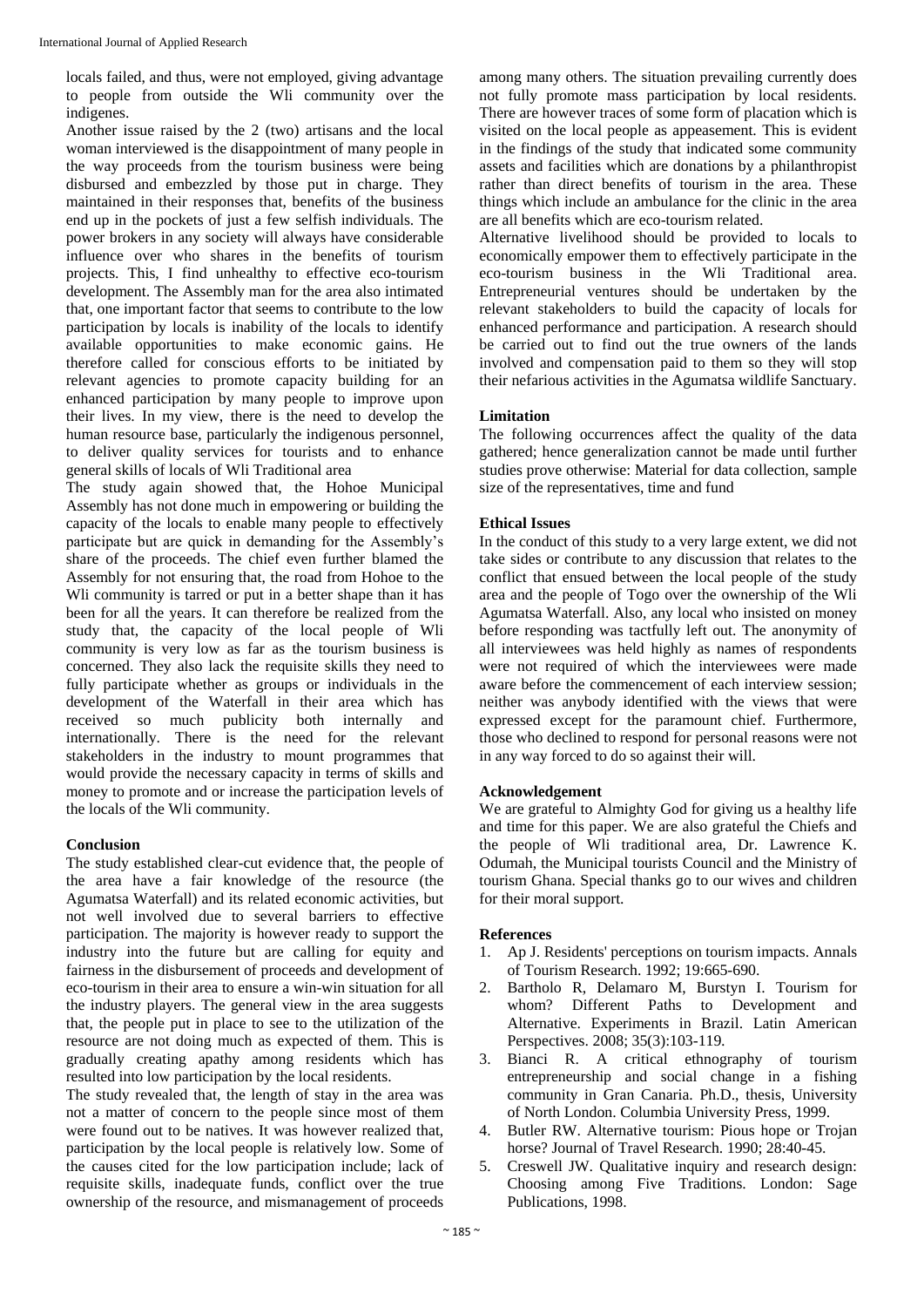locals failed, and thus, were not employed, giving advantage to people from outside the Wli community over the indigenes.

Another issue raised by the 2 (two) artisans and the local woman interviewed is the disappointment of many people in the way proceeds from the tourism business were being disbursed and embezzled by those put in charge. They maintained in their responses that, benefits of the business end up in the pockets of just a few selfish individuals. The power brokers in any society will always have considerable influence over who shares in the benefits of tourism projects. This, I find unhealthy to effective eco-tourism development. The Assembly man for the area also intimated that, one important factor that seems to contribute to the low participation by locals is inability of the locals to identify available opportunities to make economic gains. He therefore called for conscious efforts to be initiated by relevant agencies to promote capacity building for an enhanced participation by many people to improve upon their lives. In my view, there is the need to develop the human resource base, particularly the indigenous personnel, to deliver quality services for tourists and to enhance general skills of locals of Wli Traditional area

The study again showed that, the Hohoe Municipal Assembly has not done much in empowering or building the capacity of the locals to enable many people to effectively participate but are quick in demanding for the Assembly's share of the proceeds. The chief even further blamed the Assembly for not ensuring that, the road from Hohoe to the Wli community is tarred or put in a better shape than it has been for all the years. It can therefore be realized from the study that, the capacity of the local people of Wli community is very low as far as the tourism business is concerned. They also lack the requisite skills they need to fully participate whether as groups or individuals in the development of the Waterfall in their area which has received so much publicity both internally and internationally. There is the need for the relevant stakeholders in the industry to mount programmes that would provide the necessary capacity in terms of skills and money to promote and or increase the participation levels of the locals of the Wli community.

## Conclusion

The study established clear-cut evidence that, the people of the area have a fair knowledge of the resource (the Agumatsa Waterfall) and its related economic activities, but not well involved due to several barriers to effective participation. The majority is however ready to support the industry into the future but are calling for equity and fairness in the disbursement of proceeds and development of eco-tourism in their area to ensure a win-win situation for all the industry players. The general view in the area suggests that, the people put in place to see to the utilization of the resource are not doing much as expected of them. This is gradually creating apathy among residents which has resulted into low participation by the local residents.

The study revealed that, the length of stay in the area was not a matter of concern to the people since most of them were found out to be natives. It was however realized that, participation by the local people is relatively low. Some of the causes cited for the low participation include; lack of requisite skills, inadequate funds, conflict over the true ownership of the resource, and mismanagement of proceeds among many others. The situation prevailing currently does not fully promote mass participation by local residents. There are however traces of some form of placation which is visited on the local people as appeasement. This is evident in the findings of the study that indicated some community assets and facilities which are donations by a philanthropist rather than direct benefits of tourism in the area. These things which include an ambulance for the clinic in the area are all benefits which are eco-tourism related.

Alternative livelihood should be provided to locals to economically empower them to effectively participate in the eco-tourism business in the Wli Traditional area. Entrepreneurial ventures should be undertaken by the relevant stakeholders to build the capacity of locals for enhanced performance and participation. A research should be carried out to find out the true owners of the lands involved and compensation paid to them so they will stop their nefarious activities in the Agumatsa wildlife Sanctuary.

## Limitation

The following occurrences affect the quality of the data gathered; hence generalization cannot be made until further studies prove otherwise: Material for data collection, sample size of the representatives, time and fund

## Ethical Issues

In the conduct of this study to a very large extent, we did not take sides or contribute to any discussion that relates to the conflict that ensued between the local people of the study area and the people of Togo over the ownership of the Wli Agumatsa Waterfall. Also, any local who insisted on money before responding was tactfully left out. The anonymity of all interviewees was held highly as names of respondents were not required of which the interviewees were made aware before the commencement of each interview session; neither was anybody identified with the views that were expressed except for the paramount chief. Furthermore, those who declined to respond for personal reasons were not in any way forced to do so against their will.

## Acknowledgement

We are grateful to Almighty God for giving us a healthy life and time for this paper. We are also grateful the Chiefs and the people of Wli traditional area, Dr. Lawrence K. Odumah, the Municipal tourists Council and the Ministry of tourism Ghana. Special thanks go to our wives and children for their moral support.

## References

1. Ap J. Residents' perceptions on tourism impacts. Annals of Tourism Research. 1992; 19:665-690.
2. Bartholo R, Delamaro M, Burstyn I. Tourism for whom? Different Paths to Development and Alternative. Experiments in Brazil. Latin American Perspectives. 2008; 35(3):103-119.
3. Bianci R. A critical ethnography of tourism entrepreneurship and social change in a fishing community in Gran Canaria. Ph.D., thesis, University of North London. Columbia University Press, 1999.
4. Butler RW. Alternative tourism: Pious hope or Trojan horse? Journal of Travel Research. 1990; 28:40-45.
5. Creswell JW. Qualitative inquiry and research design: Choosing among Five Traditions. London: Sage Publications, 1998.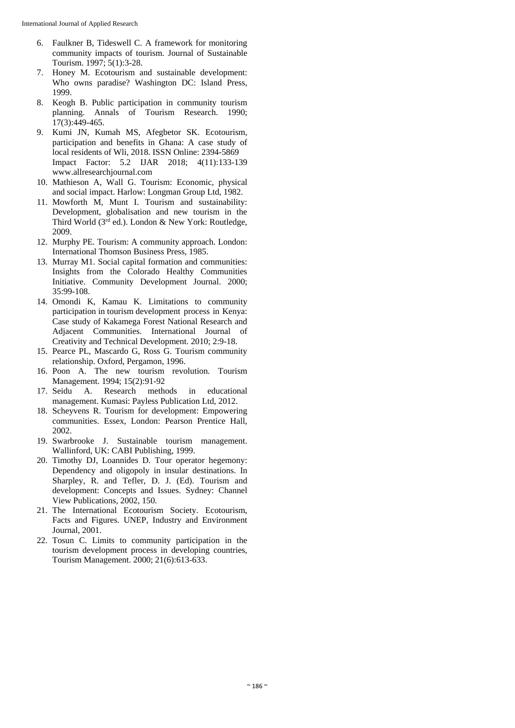6. Faulkner B, Tideswell C. A framework for monitoring community impacts of tourism. Journal of Sustainable Tourism. 1997; 5(1):3-28.
7. Honey M. Ecotourism and sustainable development: Who owns paradise? Washington DC: Island Press, 1999.
8. Keogh B. Public participation in community tourism planning. Annals of Tourism Research. 1990; 17(3):449-465.
9. Kumi JN, Kumah MS, Afegbetor SK. Ecotourism, participation and benefits in Ghana: A case study of local residents of Wli, 2018. ISSN Online: 2394-5869 Impact Factor: 5.2 IJAR 2018; 4(11):133-139 www.allresearchjournal.com
10. Mathieson A, Wall G. Tourism: Economic, physical and social impact. Harlow: Longman Group Ltd, 1982.
11. Mowforth M, Munt I. Tourism and sustainability: Development, globalisation and new tourism in the Third World (3rd ed.). London & New York: Routledge, 2009.
12. Murphy PE. Tourism: A community approach. London: International Thomson Business Press, 1985.
13. Murray M1. Social capital formation and communities: Insights from the Colorado Healthy Communities Initiative. Community Development Journal. 2000; 35:99-108.
14. Omondi K, Kamau K. Limitations to community participation in tourism development process in Kenya: Case study of Kakamega Forest National Research and Adjacent Communities. International Journal of Creativity and Technical Development. 2010; 2:9-18.
15. Pearce PL, Mascardo G, Ross G. Tourism community relationship. Oxford, Pergamon, 1996.
16. Poon A. The new tourism revolution. Tourism Management. 1994; 15(2):91-92
17. Seidu A. Research methods in educational management. Kumasi: Payless Publication Ltd, 2012.
18. Scheyvens R. Tourism for development: Empowering communities. Essex, London: Pearson Prentice Hall, 2002.
19. Swarbrooke J. Sustainable tourism management. Wallinford, UK: CABI Publishing, 1999.
20. Timothy DJ, Loannides D. Tour operator hegemony: Dependency and oligopoly in insular destinations. In Sharpley, R. and Tefler, D. J. (Ed). Tourism and development: Concepts and Issues. Sydney: Channel View Publications, 2002, 150.
21. The International Ecotourism Society. Ecotourism, Facts and Figures. UNEP, Industry and Environment Journal, 2001.
22. Tosun C. Limits to community participation in the tourism development process in developing countries, Tourism Management. 2000; 21(6):613-633.